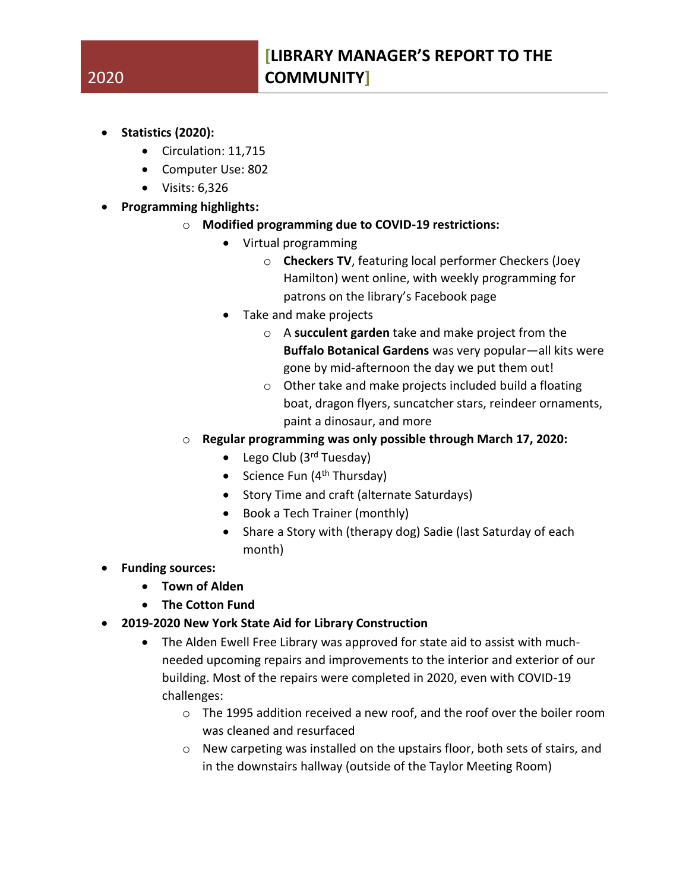# 2020 [LIBRARY MANAGER'S REPORT TO THE COMMUNITY]

- **Statistics (2020):**
  - Circulation: 11,715
  - Computer Use: 802
  - Visits: 6,326
- **Programming highlights:**
  - **Modified programming due to COVID-19 restrictions:**
    - Virtual programming
      - **Checkers TV**, featuring local performer Checkers (Joey Hamilton) went online, with weekly programming for patrons on the library's Facebook page
    - Take and make projects
      - A **succulent garden** take and make project from the **Buffalo Botanical Gardens** was very popular—all kits were gone by mid-afternoon the day we put them out!
      - Other take and make projects included build a floating boat, dragon flyers, suncatcher stars, reindeer ornaments, paint a dinosaur, and more
  - **Regular programming was only possible through March 17, 2020:**
    - Lego Club (3rd Tuesday)
    - Science Fun (4th Thursday)
    - Story Time and craft (alternate Saturdays)
    - Book a Tech Trainer (monthly)
    - Share a Story with (therapy dog) Sadie (last Saturday of each month)
- **Funding sources:**
  - **Town of Alden**
  - **The Cotton Fund**
- **2019-2020 New York State Aid for Library Construction**
  - The Alden Ewell Free Library was approved for state aid to assist with much-needed upcoming repairs and improvements to the interior and exterior of our building. Most of the repairs were completed in 2020, even with COVID-19 challenges:
    - The 1995 addition received a new roof, and the roof over the boiler room was cleaned and resurfaced
    - New carpeting was installed on the upstairs floor, both sets of stairs, and in the downstairs hallway (outside of the Taylor Meeting Room)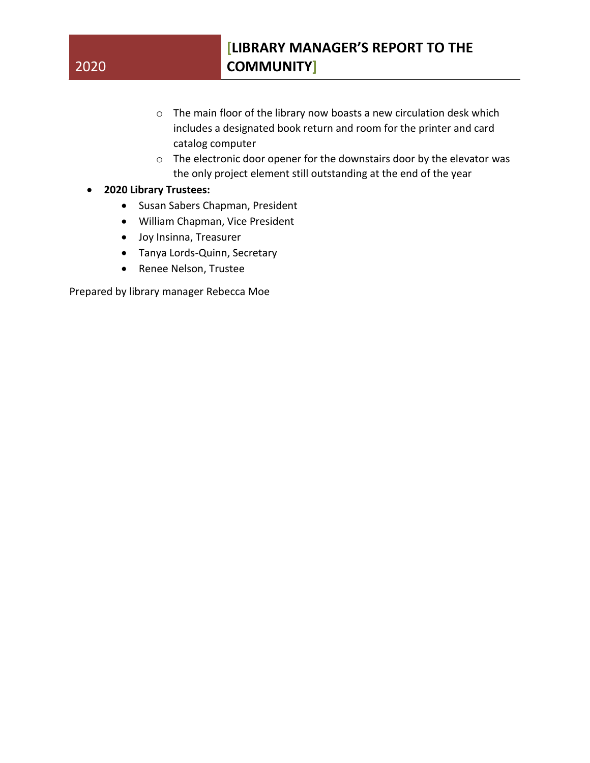- The main floor of the library now boasts a new circulation desk which includes a designated book return and room for the printer and card catalog computer
    - The electronic door opener for the downstairs door by the elevator was the only project element still outstanding at the end of the year

- **2020 Library Trustees:**
    - Susan Sabers Chapman, President
    - William Chapman, Vice President
    - Joy Insinna, Treasurer
    - Tanya Lords-Quinn, Secretary
    - Renee Nelson, Trustee

Prepared by library manager Rebecca Moe